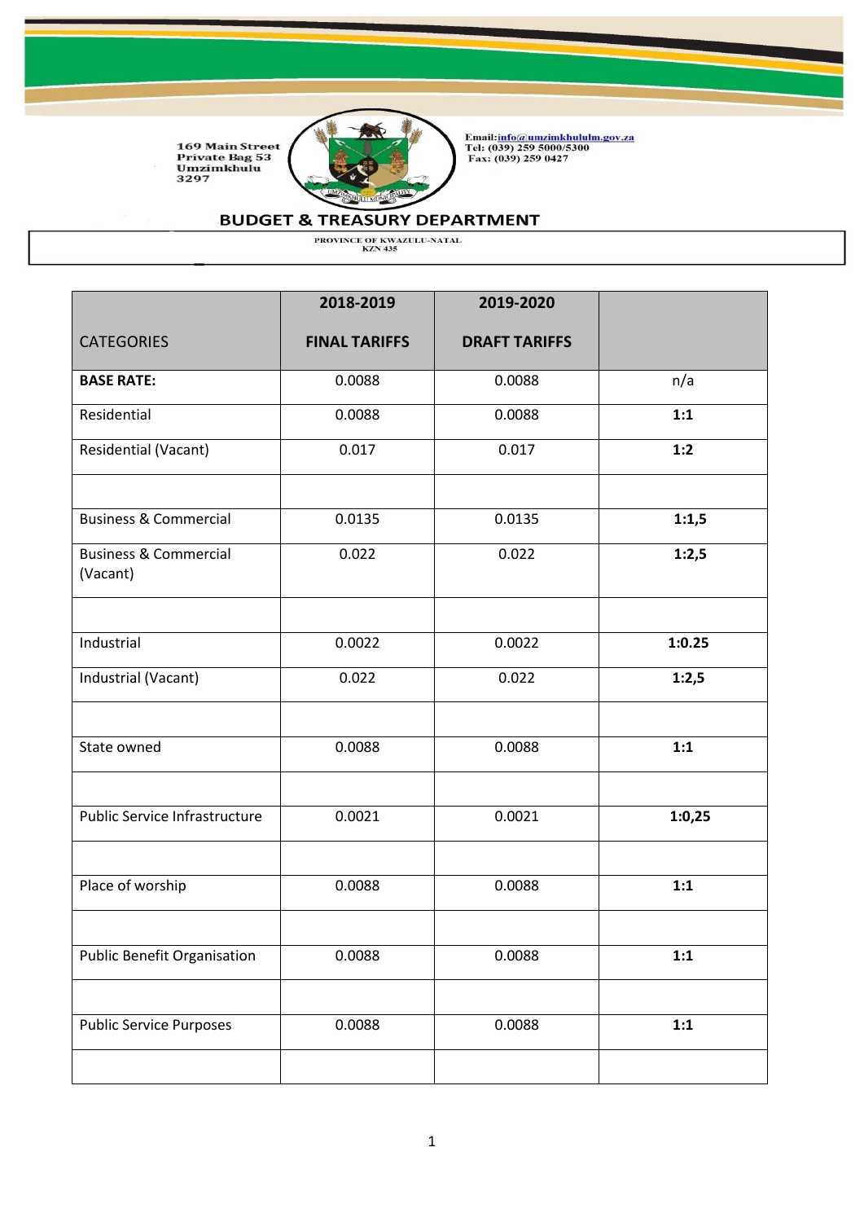169 Main Street
Private Bag 53
Umzimkhulu
3297

Email:info@umzimkhululm.gov.za
Tel: (039) 259 5000/5300
Fax: (039) 259 0427

## BUDGET & TREASURY DEPARTMENT

PROVINCE OF KWAZULU-NATAL
KZN 435

| CATEGORIES | 2018-2019 FINAL TARIFFS | 2019-2020 DRAFT TARIFFS | |
|---|---|---|---|
| **BASE RATE:** | 0.0088 | 0.0088 | n/a |
| Residential | 0.0088 | 0.0088 | **1:1** |
| Residential (Vacant) | 0.017 | 0.017 | **1:2** |
| | | | |
| Business & Commercial | 0.0135 | 0.0135 | **1:1,5** |
| Business & Commercial (Vacant) | 0.022 | 0.022 | **1:2,5** |
| | | | |
| Industrial | 0.0022 | 0.0022 | **1:0.25** |
| Industrial (Vacant) | 0.022 | 0.022 | **1:2,5** |
| | | | |
| State owned | 0.0088 | 0.0088 | **1:1** |
| | | | |
| Public Service Infrastructure | 0.0021 | 0.0021 | **1:0,25** |
| | | | |
| Place of worship | 0.0088 | 0.0088 | **1:1** |
| | | | |
| Public Benefit Organisation | 0.0088 | 0.0088 | **1:1** |
| | | | |
| Public Service Purposes | 0.0088 | 0.0088 | **1:1** |
| | | | |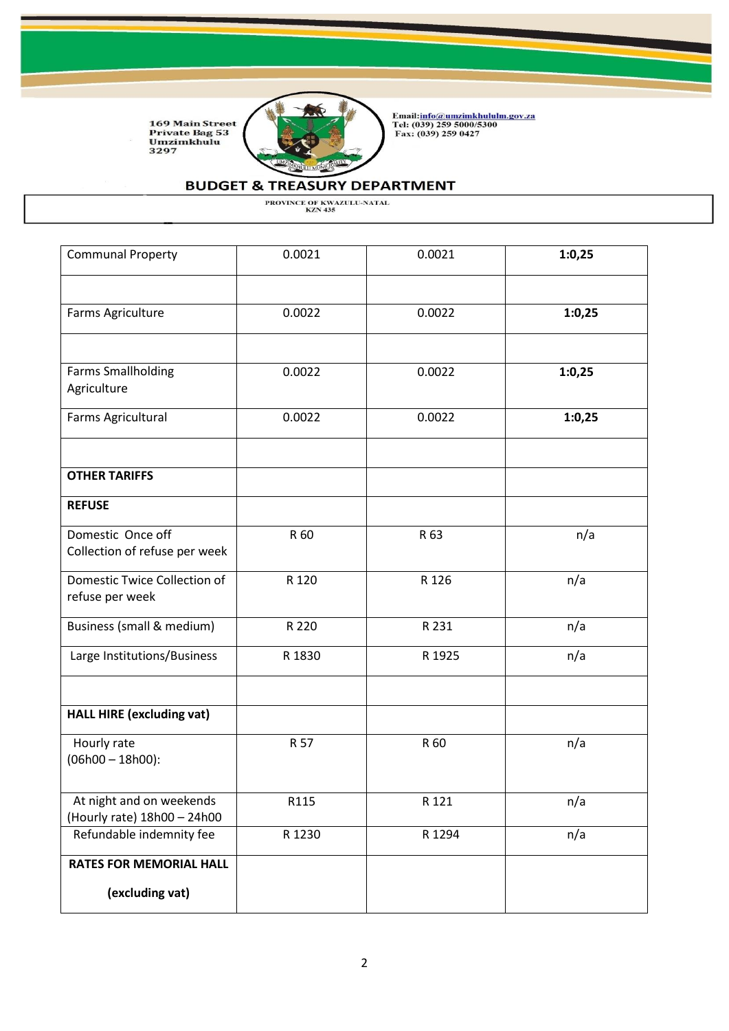169 Main Street
Private Bag 53
Umzimkhulu
3297

Email:info@umzimkhululm.gov.za
Tel: (039) 259 5000/5300
Fax: (039) 259 0427

## BUDGET & TREASURY DEPARTMENT

PROVINCE OF KWAZULU-NATAL
KZN 435

| Communal Property | 0.0021 | 0.0021 | **1:0,25** |
|---|---|---|---|
| | | | |
| Farms Agriculture | 0.0022 | 0.0022 | **1:0,25** |
| | | | |
| Farms Smallholding Agriculture | 0.0022 | 0.0022 | **1:0,25** |
| Farms Agricultural | 0.0022 | 0.0022 | **1:0,25** |
| | | | |
| **OTHER TARIFFS** | | | |
| **REFUSE** | | | |
| Domestic Once off Collection of refuse per week | R 60 | R 63 | n/a |
| Domestic Twice Collection of refuse per week | R 120 | R 126 | n/a |
| Business (small & medium) | R 220 | R 231 | n/a |
| Large Institutions/Business | R 1830 | R 1925 | n/a |
| | | | |
| **HALL HIRE (excluding vat)** | | | |
| Hourly rate (06h00 – 18h00): | R 57 | R 60 | n/a |
| At night and on weekends (Hourly rate) 18h00 – 24h00 | R115 | R 121 | n/a |
| Refundable indemnity fee | R 1230 | R 1294 | n/a |
| **RATES FOR MEMORIAL HALL (excluding vat)** | | | |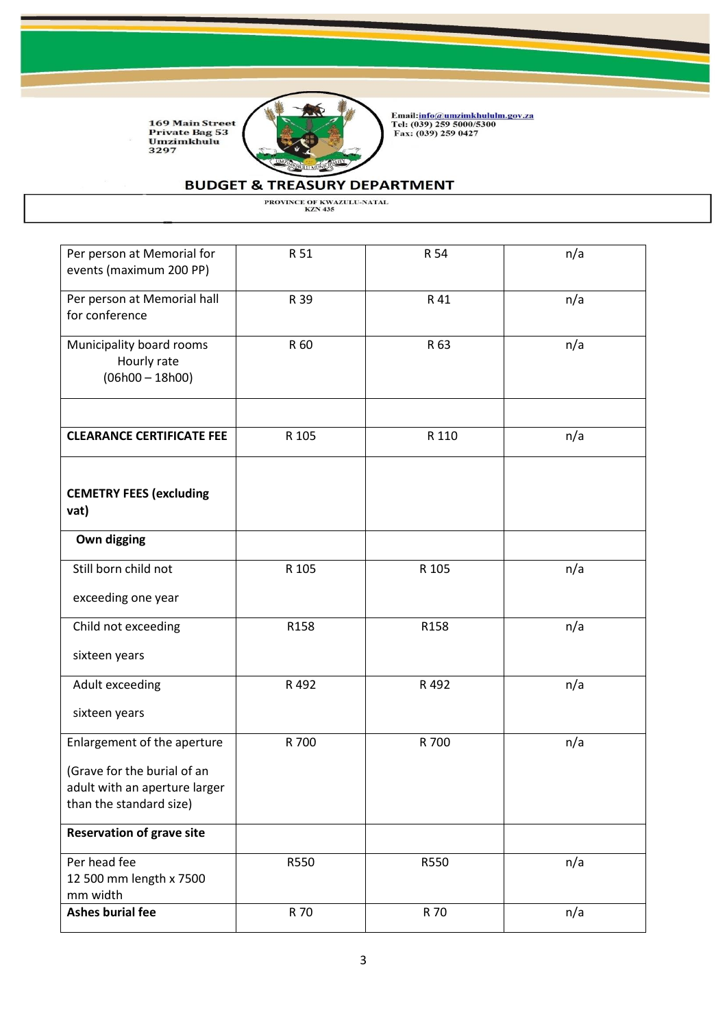169 Main Street
Private Bag 53
Umzimkhulu
3297

Email: info@umzimkhululm.gov.za
Tel: (039) 259 5000/5300
Fax: (039) 259 0427

## BUDGET & TREASURY DEPARTMENT

PROVINCE OF KWAZULU-NATAL
KZN 435

| | | | |
|---|---|---|---|
| Per person at Memorial for events (maximum 200 PP) | R 51 | R 54 | n/a |
| Per person at Memorial hall for conference | R 39 | R 41 | n/a |
| Municipality board rooms Hourly rate (06h00 – 18h00) | R 60 | R 63 | n/a |
| | | | |
| **CLEARANCE CERTIFICATE FEE** | R 105 | R 110 | n/a |
| **CEMETRY FEES (excluding vat)** | | | |
| **Own digging** | | | |
| Still born child not exceeding one year | R 105 | R 105 | n/a |
| Child not exceeding sixteen years | R158 | R158 | n/a |
| Adult exceeding sixteen years | R 492 | R 492 | n/a |
| Enlargement of the aperture (Grave for the burial of an adult with an aperture larger than the standard size) | R 700 | R 700 | n/a |
| **Reservation of grave site** | | | |
| Per head fee 12 500 mm length x 7500 mm width | R550 | R550 | n/a |
| **Ashes burial fee** | R 70 | R 70 | n/a |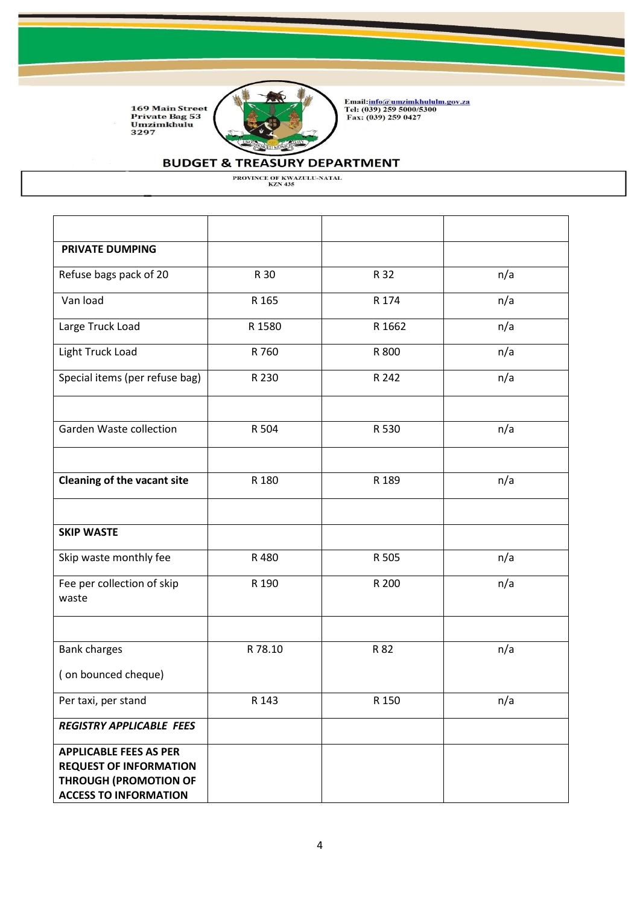169 Main Street
Private Bag 53
Umzimkhulu
3297

Email: info@umzimkhululm.gov.za
Tel: (039) 259 5000/5300
Fax: (039) 259 0427

## BUDGET & TREASURY DEPARTMENT

PROVINCE OF KWAZULU-NATAL
KZN 435

| | | | |
|---|---|---|---|
| **PRIVATE DUMPING** | | | |
| Refuse bags pack of 20 | R 30 | R 32 | n/a |
| Van load | R 165 | R 174 | n/a |
| Large Truck Load | R 1580 | R 1662 | n/a |
| Light Truck Load | R 760 | R 800 | n/a |
| Special items (per refuse bag) | R 230 | R 242 | n/a |
| | | | |
| Garden Waste collection | R 504 | R 530 | n/a |
| | | | |
| **Cleaning of the vacant site** | R 180 | R 189 | n/a |
| | | | |
| **SKIP WASTE** | | | |
| Skip waste monthly fee | R 480 | R 505 | n/a |
| Fee per collection of skip waste | R 190 | R 200 | n/a |
| | | | |
| Bank charges ( on bounced cheque) | R 78.10 | R 82 | n/a |
| Per taxi, per stand | R 143 | R 150 | n/a |
| ***REGISTRY APPLICABLE FEES*** | | | |
| **APPLICABLE FEES AS PER REQUEST OF INFORMATION THROUGH (PROMOTION OF ACCESS TO INFORMATION** | | | |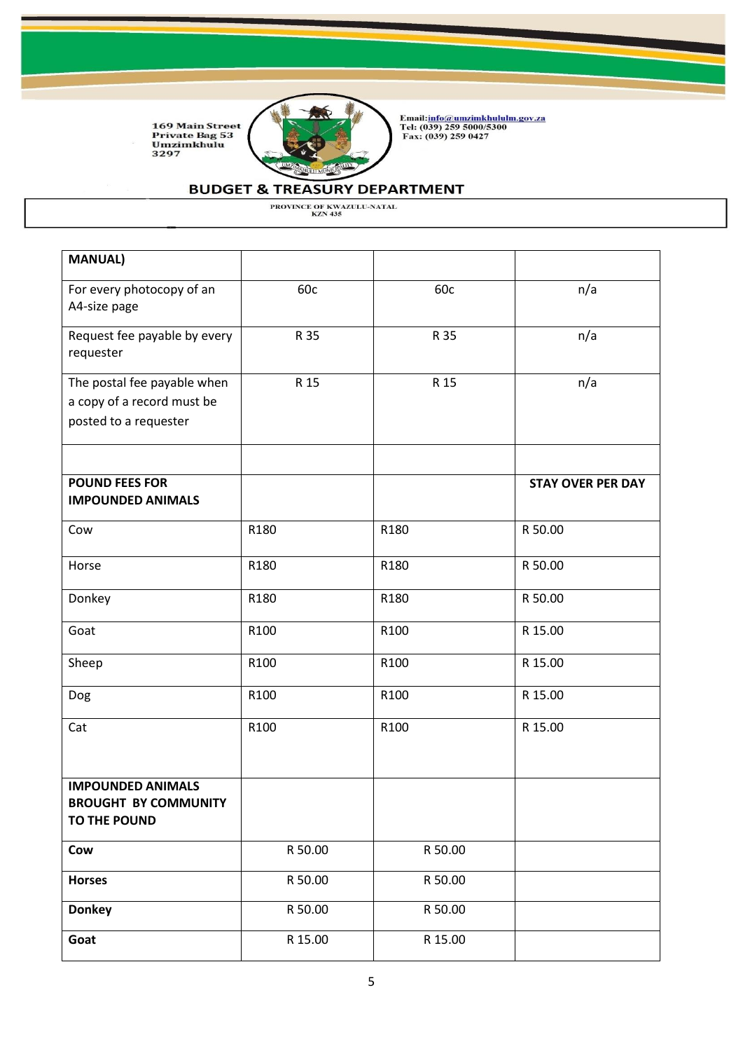169 Main Street
Private Bag 53
Umzimkhulu
3297

Email:info@umzimkhululm.gov.za
Tel: (039) 259 5000/5300
Fax: (039) 259 0427

## BUDGET & TREASURY DEPARTMENT

PROVINCE OF KWAZULU-NATAL
KZN 435

| MANUAL) | | | |
|---|---|---|---|
| For every photocopy of an A4-size page | 60c | 60c | n/a |
| Request fee payable by every requester | R 35 | R 35 | n/a |
| The postal fee payable when a copy of a record must be posted to a requester | R 15 | R 15 | n/a |
| | | | |
| **POUND FEES FOR IMPOUNDED ANIMALS** | | | **STAY OVER PER DAY** |
| Cow | R180 | R180 | R 50.00 |
| Horse | R180 | R180 | R 50.00 |
| Donkey | R180 | R180 | R 50.00 |
| Goat | R100 | R100 | R 15.00 |
| Sheep | R100 | R100 | R 15.00 |
| Dog | R100 | R100 | R 15.00 |
| Cat | R100 | R100 | R 15.00 |
| **IMPOUNDED ANIMALS BROUGHT BY COMMUNITY TO THE POUND** | | | |
| **Cow** | R 50.00 | R 50.00 | |
| **Horses** | R 50.00 | R 50.00 | |
| **Donkey** | R 50.00 | R 50.00 | |
| **Goat** | R 15.00 | R 15.00 | |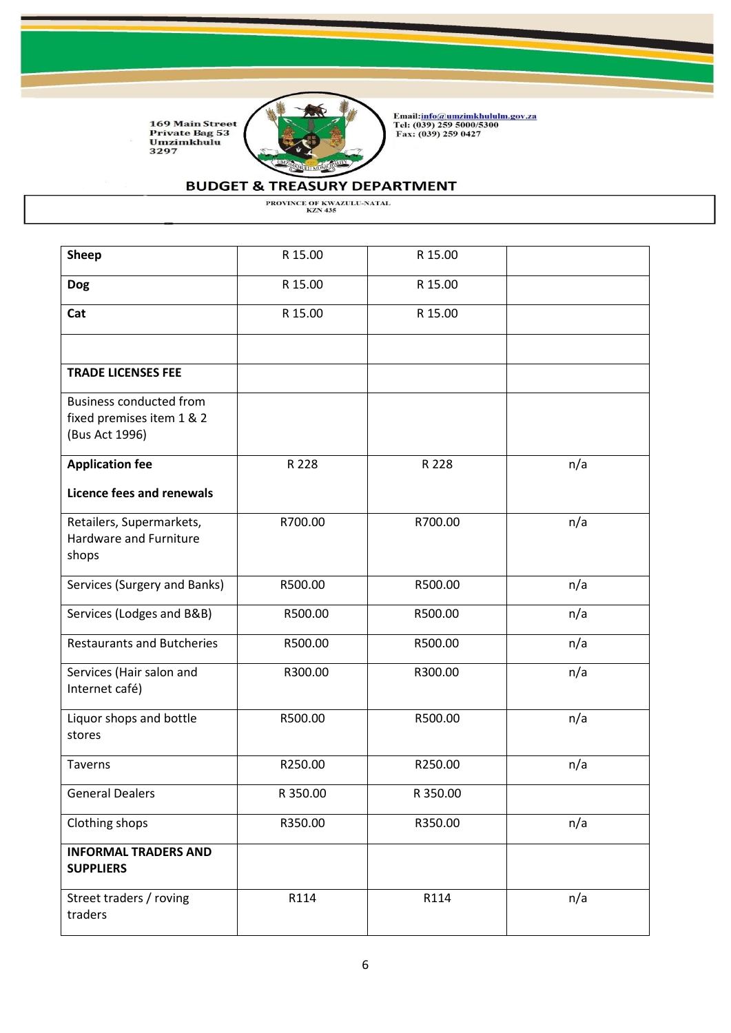**BUDGET & TREASURY DEPARTMENT**

PROVINCE OF KWAZULU-NATAL
KZN 435

169 Main Street
Private Bag 53
Umzimkhulu
3297

Email: info@umzimkhululm.gov.za
Tel: (039) 259 5000/5300
Fax: (039) 259 0427

| | | | |
|---|---|---|---|
| **Sheep** | R 15.00 | R 15.00 | |
| **Dog** | R 15.00 | R 15.00 | |
| **Cat** | R 15.00 | R 15.00 | |
| | | | |
| **TRADE LICENSES FEE** | | | |
| Business conducted from fixed premises item 1 & 2 (Bus Act 1996) | | | |
| **Application fee**<br><br>**Licence fees and renewals** | R 228 | R 228 | n/a |
| Retailers, Supermarkets, Hardware and Furniture shops | R700.00 | R700.00 | n/a |
| Services (Surgery and Banks) | R500.00 | R500.00 | n/a |
| Services (Lodges and B&B) | R500.00 | R500.00 | n/a |
| Restaurants and Butcheries | R500.00 | R500.00 | n/a |
| Services (Hair salon and Internet café) | R300.00 | R300.00 | n/a |
| Liquor shops and bottle stores | R500.00 | R500.00 | n/a |
| Taverns | R250.00 | R250.00 | n/a |
| General Dealers | R 350.00 | R 350.00 | |
| Clothing shops | R350.00 | R350.00 | n/a |
| **INFORMAL TRADERS AND SUPPLIERS** | | | |
| Street traders / roving traders | R114 | R114 | n/a |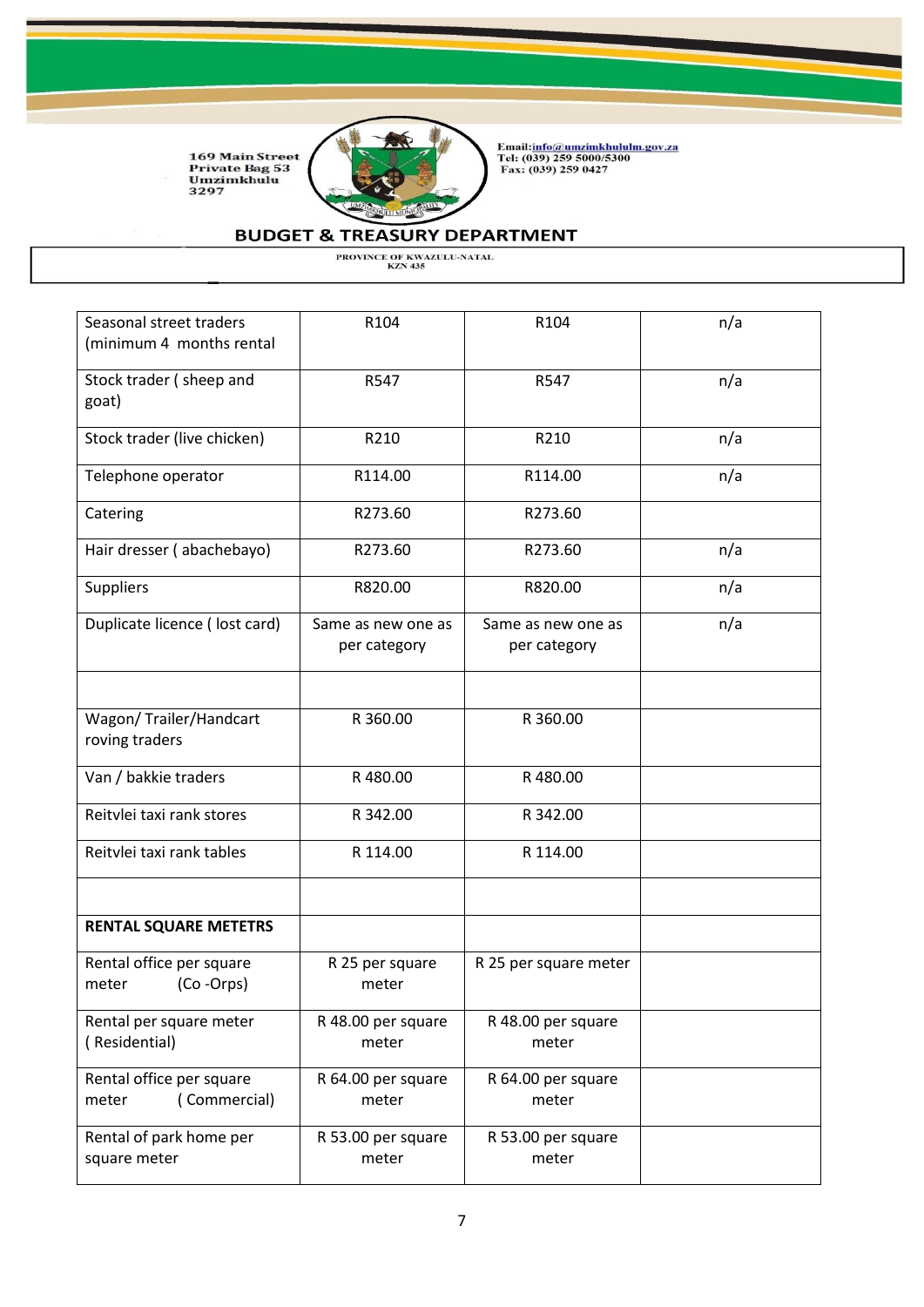| | | | |
|---|---|---|---|
| Seasonal street traders (minimum 4 months rental | R104 | R104 | n/a |
| Stock trader ( sheep and goat) | R547 | R547 | n/a |
| Stock trader (live chicken) | R210 | R210 | n/a |
| Telephone operator | R114.00 | R114.00 | n/a |
| Catering | R273.60 | R273.60 | |
| Hair dresser ( abachebayo) | R273.60 | R273.60 | n/a |
| Suppliers | R820.00 | R820.00 | n/a |
| Duplicate licence ( lost card) | Same as new one as per category | Same as new one as per category | n/a |
| | | | |
| Wagon/ Trailer/Handcart roving traders | R 360.00 | R 360.00 | |
| Van / bakkie traders | R 480.00 | R 480.00 | |
| Reitvlei taxi rank stores | R 342.00 | R 342.00 | |
| Reitvlei taxi rank tables | R 114.00 | R 114.00 | |
| | | | |
| **RENTAL SQUARE METETRS** | | | |
| Rental office per square meter (Co -Orps) | R 25 per square meter | R 25 per square meter | |
| Rental per square meter ( Residential) | R 48.00 per square meter | R 48.00 per square meter | |
| Rental office per square meter ( Commercial) | R 64.00 per square meter | R 64.00 per square meter | |
| Rental of park home per square meter | R 53.00 per square meter | R 53.00 per square meter | |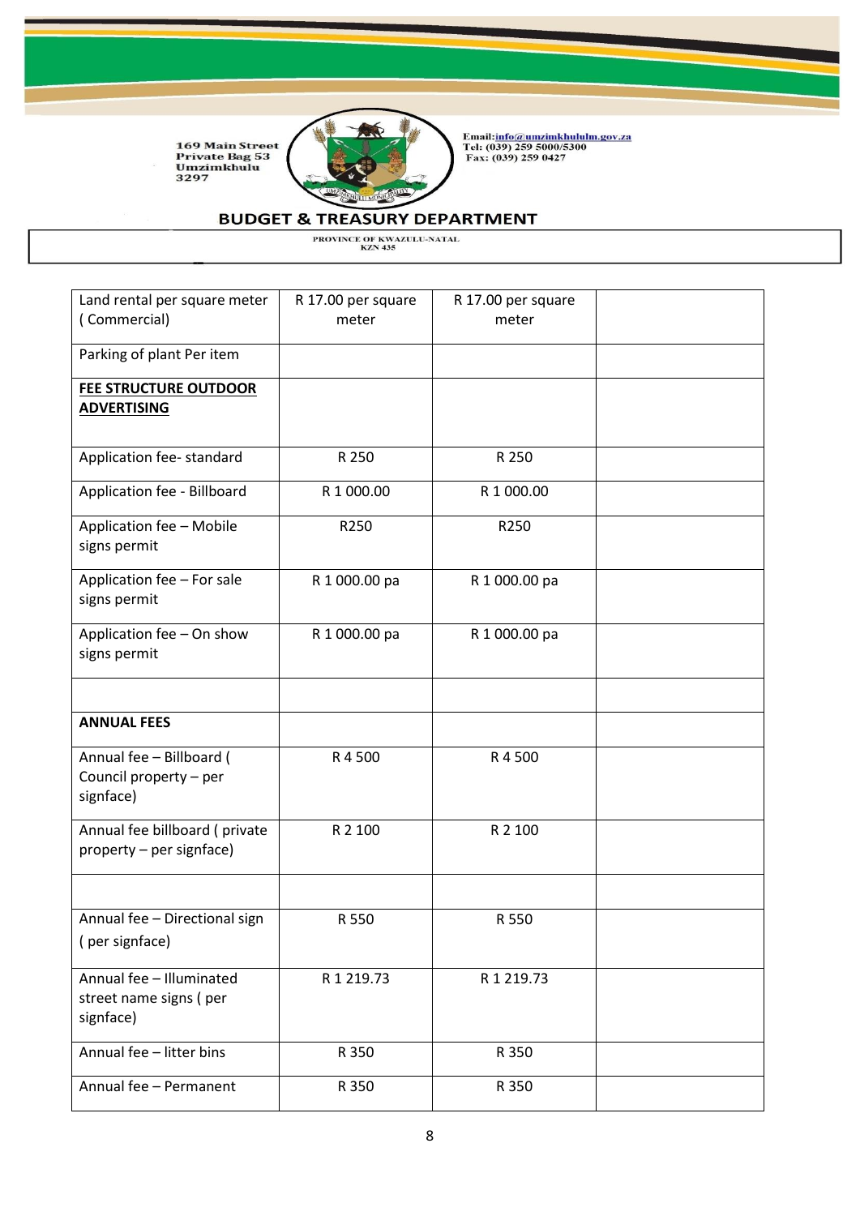169 Main Street
Private Bag 53
Umzimkhulu
3297

Email:info@umzimkhululm.gov.za
Tel: (039) 259 5000/5300
Fax: (039) 259 0427

## BUDGET & TREASURY DEPARTMENT

PROVINCE OF KWAZULU-NATAL
KZN 435

| | | | |
|---|---|---|---|
| Land rental per square meter ( Commercial) | R 17.00 per square meter | R 17.00 per square meter | |
| Parking of plant Per item | | | |
| **FEE STRUCTURE OUTDOOR ADVERTISING** | | | |
| Application fee- standard | R 250 | R 250 | |
| Application fee - Billboard | R 1 000.00 | R 1 000.00 | |
| Application fee – Mobile signs permit | R250 | R250 | |
| Application fee – For sale signs permit | R 1 000.00 pa | R 1 000.00 pa | |
| Application fee – On show signs permit | R 1 000.00 pa | R 1 000.00 pa | |
| | | | |
| **ANNUAL FEES** | | | |
| Annual fee – Billboard ( Council property – per signface) | R 4 500 | R 4 500 | |
| Annual fee billboard ( private property – per signface) | R 2 100 | R 2 100 | |
| | | | |
| Annual fee – Directional sign ( per signface) | R 550 | R 550 | |
| Annual fee – Illuminated street name signs ( per signface) | R 1 219.73 | R 1 219.73 | |
| Annual fee – litter bins | R 350 | R 350 | |
| Annual fee – Permanent | R 350 | R 350 | |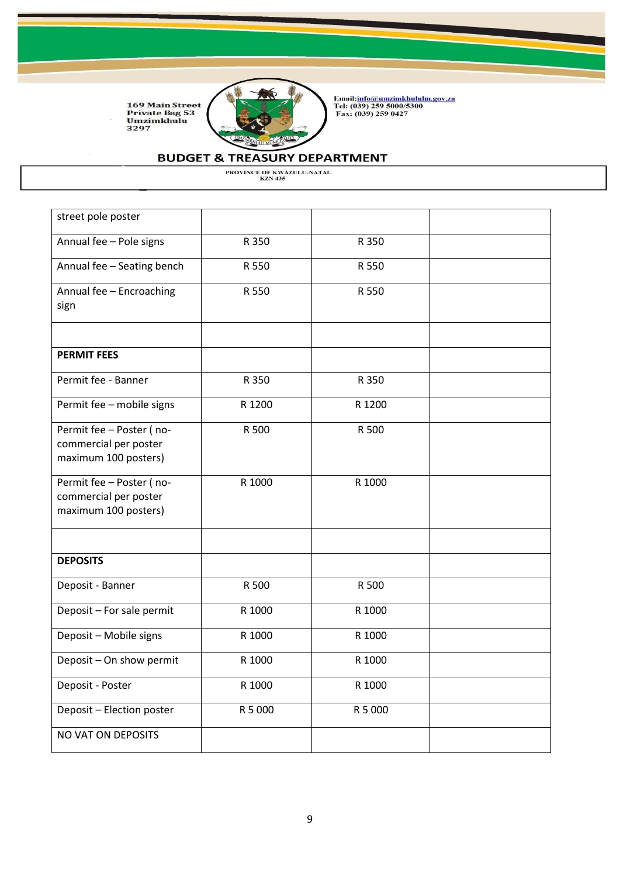169 Main Street
Private Bag 53
Umzimkhulu
3297

Email: info@umzimkhululm.gov.za
Tel: (039) 259 5000/5300
Fax: (039) 259 0427

**BUDGET & TREASURY DEPARTMENT**

PROVINCE OF KWAZULU-NATAL
KZN 435

| street pole poster | | | |
|---|---|---|---|
| Annual fee – Pole signs | R 350 | R 350 | |
| Annual fee – Seating bench | R 550 | R 550 | |
| Annual fee – Encroaching sign | R 550 | R 550 | |
| | | | |
| **PERMIT FEES** | | | |
| Permit fee - Banner | R 350 | R 350 | |
| Permit fee – mobile signs | R 1200 | R 1200 | |
| Permit fee – Poster ( no-commercial per poster maximum 100 posters) | R 500 | R 500 | |
| Permit fee – Poster ( no-commercial per poster maximum 100 posters) | R 1000 | R 1000 | |
| | | | |
| **DEPOSITS** | | | |
| Deposit - Banner | R 500 | R 500 | |
| Deposit – For sale permit | R 1000 | R 1000 | |
| Deposit – Mobile signs | R 1000 | R 1000 | |
| Deposit – On show permit | R 1000 | R 1000 | |
| Deposit - Poster | R 1000 | R 1000 | |
| Deposit – Election poster | R 5 000 | R 5 000 | |
| NO VAT ON DEPOSITS | | | |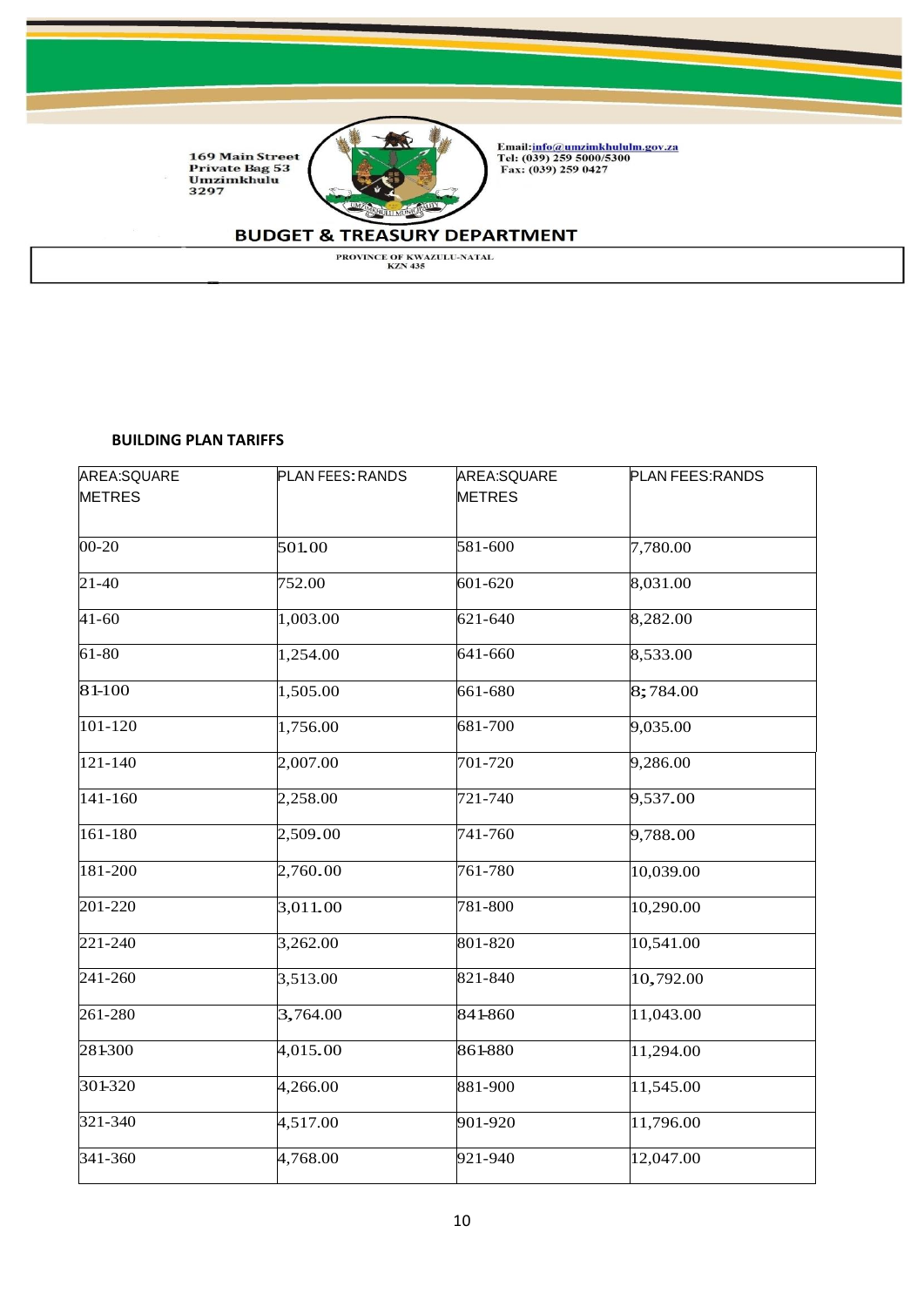**BUILDING PLAN TARIFFS**

| AREA:SQUARE METRES | PLAN FEES: RANDS | AREA:SQUARE METRES | PLAN FEES:RANDS |
|---|---|---|---|
| 00-20 | 501.00 | 581-600 | 7,780.00 |
| 21-40 | 752.00 | 601-620 | 8,031.00 |
| 41-60 | 1,003.00 | 621-640 | 8,282.00 |
| 61-80 | 1,254.00 | 641-660 | 8,533.00 |
| 81-100 | 1,505.00 | 661-680 | 8,784.00 |
| 101-120 | 1,756.00 | 681-700 | 9,035.00 |
| 121-140 | 2,007.00 | 701-720 | 9,286.00 |
| 141-160 | 2,258.00 | 721-740 | 9,537.00 |
| 161-180 | 2,509.00 | 741-760 | 9,788.00 |
| 181-200 | 2,760.00 | 761-780 | 10,039.00 |
| 201-220 | 3,011.00 | 781-800 | 10,290.00 |
| 221-240 | 3,262.00 | 801-820 | 10,541.00 |
| 241-260 | 3,513.00 | 821-840 | 10,792.00 |
| 261-280 | 3,764.00 | 841-860 | 11,043.00 |
| 281-300 | 4,015.00 | 861-880 | 11,294.00 |
| 301-320 | 4,266.00 | 881-900 | 11,545.00 |
| 321-340 | 4,517.00 | 901-920 | 11,796.00 |
| 341-360 | 4,768.00 | 921-940 | 12,047.00 |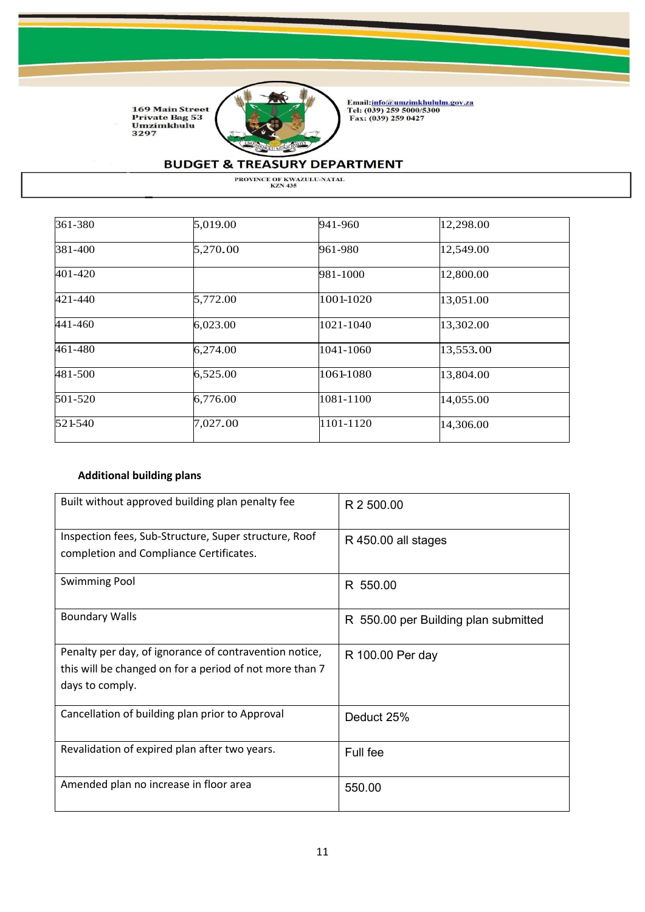| 361-380 | 5,019.00 | 941-960 | 12,298.00 |
|---|---|---|---|
| 381-400 | 5,270.00 | 961-980 | 12,549.00 |
| 401-420 | | 981-1000 | 12,800.00 |
| 421-440 | 5,772.00 | 1001-1020 | 13,051.00 |
| 441-460 | 6,023.00 | 1021-1040 | 13,302.00 |
| 461-480 | 6,274.00 | 1041-1060 | 13,553.00 |
| 481-500 | 6,525.00 | 1061-1080 | 13,804.00 |
| 501-520 | 6,776.00 | 1081-1100 | 14,055.00 |
| 521-540 | 7,027.00 | 1101-1120 | 14,306.00 |

**Additional building plans**

| Item | Fee |
|---|---|
| Built without approved building plan penalty fee | R 2 500.00 |
| Inspection fees, Sub-Structure, Super structure, Roof completion and Compliance Certificates. | R 450.00 all stages |
| Swimming Pool | R 550.00 |
| Boundary Walls | R 550.00 per Building plan submitted |
| Penalty per day, of ignorance of contravention notice, this will be changed on for a period of not more than 7 days to comply. | R 100.00 Per day |
| Cancellation of building plan prior to Approval | Deduct 25% |
| Revalidation of expired plan after two years. | Full fee |
| Amended plan no increase in floor area | 550.00 |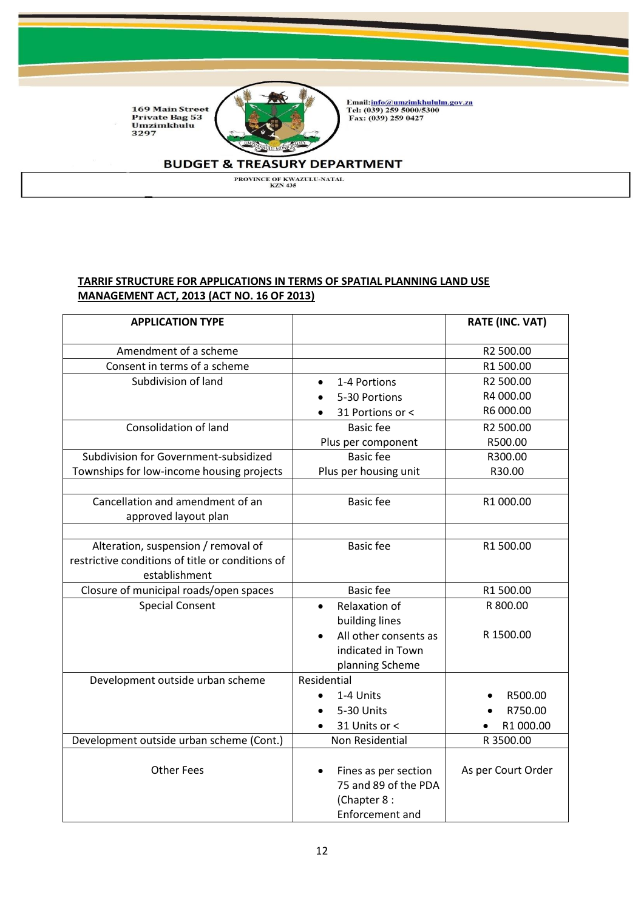169 Main Street
Private Bag 53
Umzimkhulu
3297

Email: info@umzimkhululm.gov.za
Tel: (039) 259 5000/5300
Fax: (039) 259 0427

**BUDGET & TREASURY DEPARTMENT**

PROVINCE OF KWAZULU-NATAL
KZN 435

**TARRIF STRUCTURE FOR APPLICATIONS IN TERMS OF SPATIAL PLANNING LAND USE MANAGEMENT ACT, 2013 (ACT NO. 16 OF 2013)**

| APPLICATION TYPE | | RATE (INC. VAT) |
|---|---|---|
| Amendment of a scheme | | R2 500.00 |
| Consent in terms of a scheme | | R1 500.00 |
| Subdivision of land | • 1-4 Portions<br>• 5-30 Portions<br>• 31 Portions or < | R2 500.00<br>R4 000.00<br>R6 000.00 |
| Consolidation of land | Basic fee<br>Plus per component | R2 500.00<br>R500.00 |
| Subdivision for Government-subsidized Townships for low-income housing projects | Basic fee<br>Plus per housing unit | R300.00<br>R30.00 |
| | | |
| Cancellation and amendment of an approved layout plan | Basic fee | R1 000.00 |
| | | |
| Alteration, suspension / removal of restrictive conditions of title or conditions of establishment | Basic fee | R1 500.00 |
| Closure of municipal roads/open spaces | Basic fee | R1 500.00 |
| Special Consent | • Relaxation of building lines<br>• All other consents as indicated in Town planning Scheme | R 800.00<br><br>R 1500.00 |
| Development outside urban scheme | Residential<br>• 1-4 Units<br>• 5-30 Units<br>• 31 Units or < | <br>• R500.00<br>• R750.00<br>• R1 000.00 |
| Development outside urban scheme (Cont.) | Non Residential | R 3500.00 |
| Other Fees | • Fines as per section 75 and 89 of the PDA (Chapter 8 : Enforcement and | As per Court Order |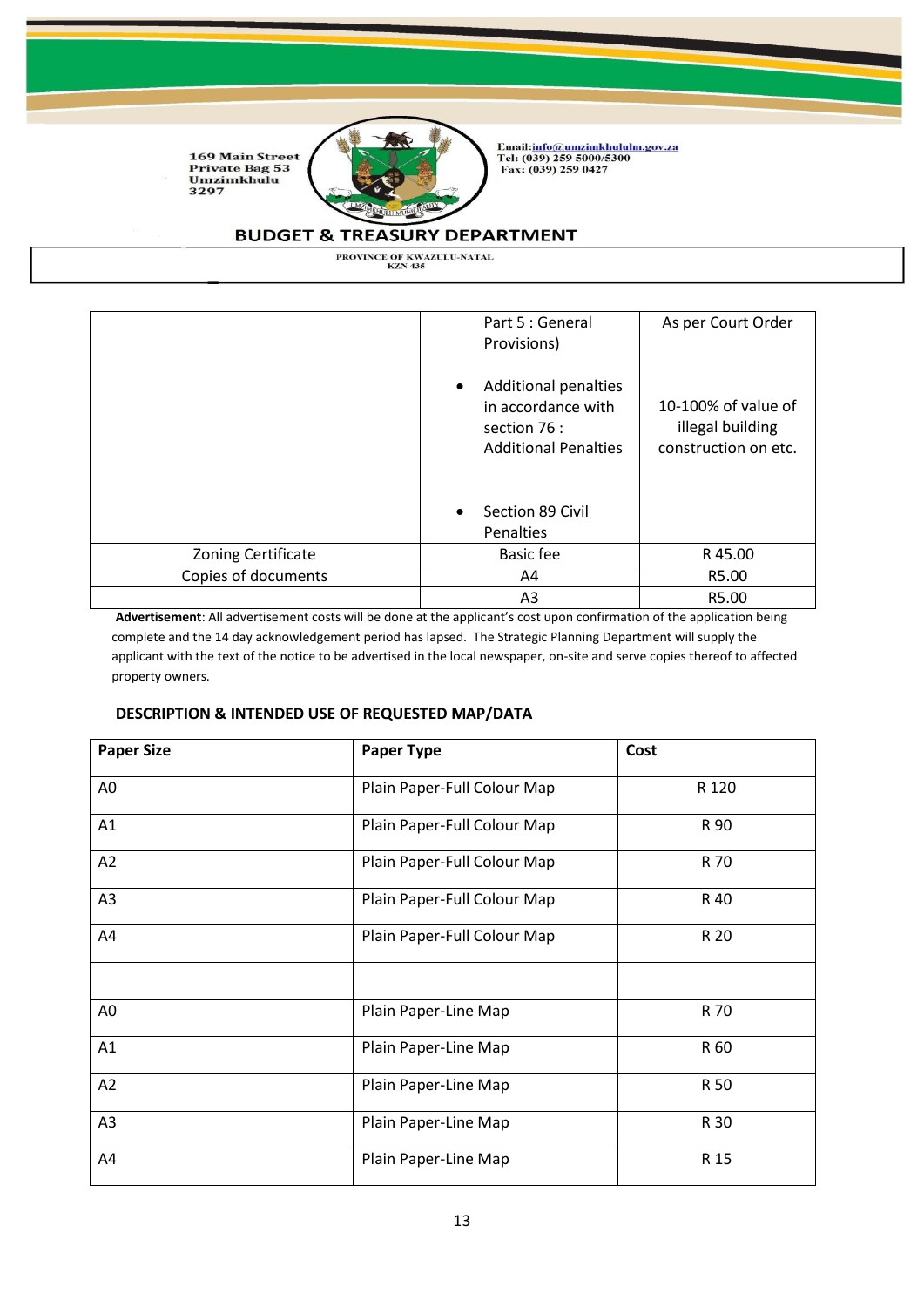| | Part 5 : General Provisions)<br><br>• Additional penalties in accordance with section 76 : Additional Penalties<br><br>• Section 89 Civil Penalties | As per Court Order<br><br>10-100% of value of illegal building construction on etc. |
|---|---|---|
| Zoning Certificate | Basic fee | R 45.00 |
| Copies of documents | A4 | R5.00 |
| | A3 | R5.00 |

**Advertisement**: All advertisement costs will be done at the applicant's cost upon confirmation of the application being complete and the 14 day acknowledgement period has lapsed. The Strategic Planning Department will supply the applicant with the text of the notice to be advertised in the local newspaper, on-site and serve copies thereof to affected property owners.

**DESCRIPTION & INTENDED USE OF REQUESTED MAP/DATA**

| Paper Size | Paper Type | Cost |
|---|---|---|
| A0 | Plain Paper-Full Colour Map | R 120 |
| A1 | Plain Paper-Full Colour Map | R 90 |
| A2 | Plain Paper-Full Colour Map | R 70 |
| A3 | Plain Paper-Full Colour Map | R 40 |
| A4 | Plain Paper-Full Colour Map | R 20 |
| | | |
| A0 | Plain Paper-Line Map | R 70 |
| A1 | Plain Paper-Line Map | R 60 |
| A2 | Plain Paper-Line Map | R 50 |
| A3 | Plain Paper-Line Map | R 30 |
| A4 | Plain Paper-Line Map | R 15 |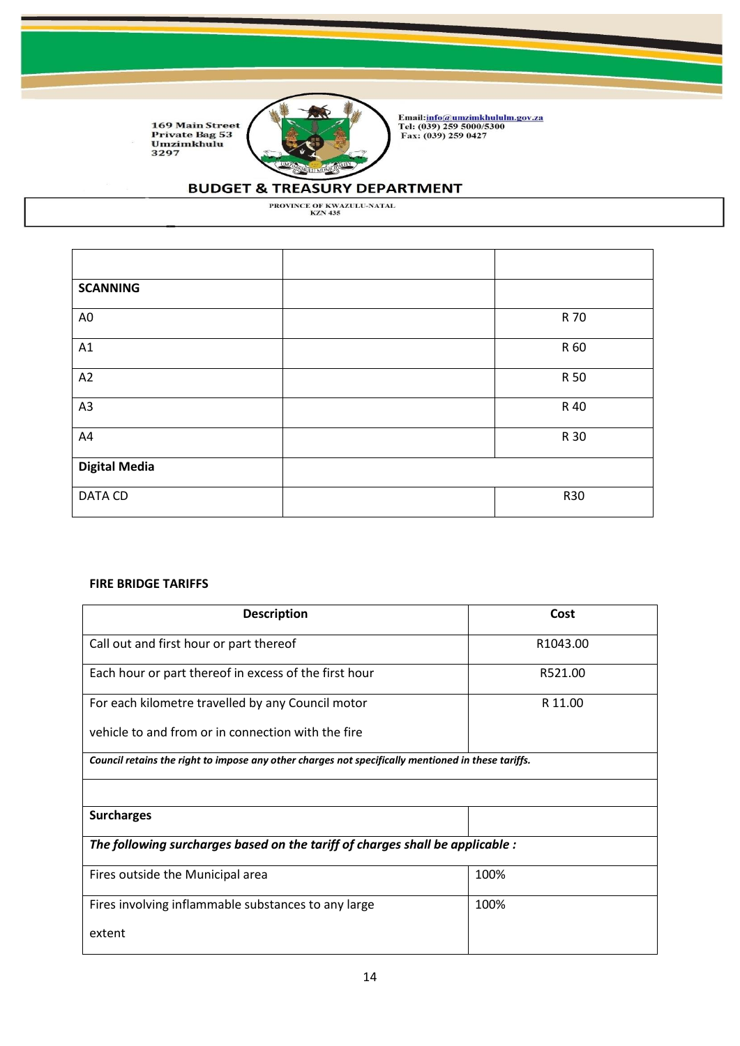169 Main Street
Private Bag 53
Umzimkhulu
3297

Email:info@umzimkhululm.gov.za
Tel: (039) 259 5000/5300
Fax: (039) 259 0427

**BUDGET & TREASURY DEPARTMENT**

PROVINCE OF KWAZULU-NATAL
KZN 435

| | | |
|---|---|---|
| **SCANNING** | | |
| A0 | | R 70 |
| A1 | | R 60 |
| A2 | | R 50 |
| A3 | | R 40 |
| A4 | | R 30 |
| **Digital Media** | | |
| DATA CD | | R30 |

**FIRE BRIDGE TARIFFS**

| Description | Cost |
|---|---|
| Call out and first hour or part thereof | R1043.00 |
| Each hour or part thereof in excess of the first hour | R521.00 |
| For each kilometre travelled by any Council motor vehicle to and from or in connection with the fire | R 11.00 |
| ***Council retains the right to impose any other charges not specifically mentioned in these tariffs.*** | |
| | |
| **Surcharges** | |
| ***The following surcharges based on the tariff of charges shall be applicable :*** | |
| Fires outside the Municipal area | 100% |
| Fires involving inflammable substances to any large extent | 100% |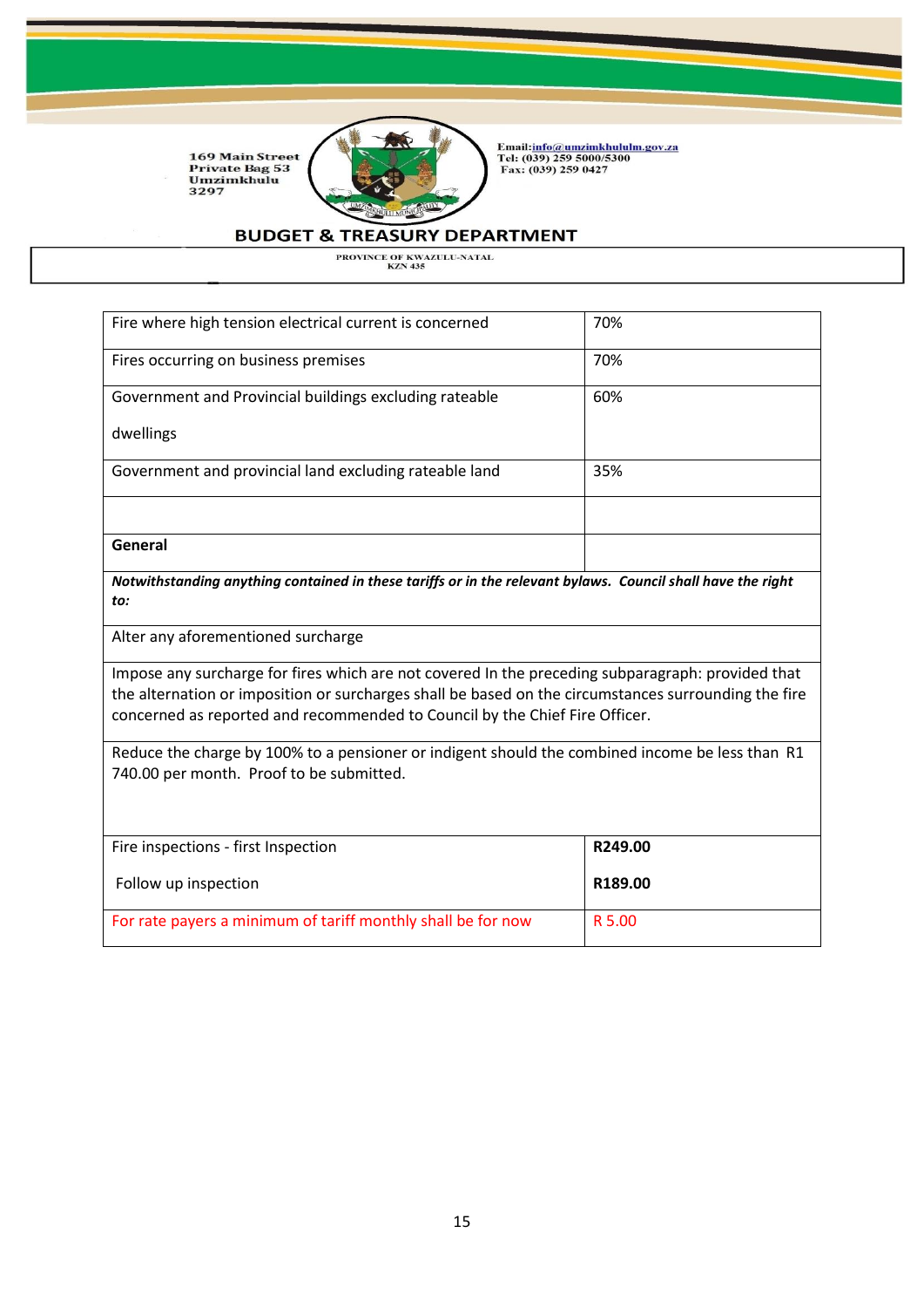169 Main Street
Private Bag 53
Umzimkhulu
3297

Email:info@umzimkhululm.gov.za
Tel: (039) 259 5000/5300
Fax: (039) 259 0427

## BUDGET & TREASURY DEPARTMENT

PROVINCE OF KWAZULU-NATAL
KZN 435

| | |
|---|---|
| Fire where high tension electrical current is concerned | 70% |
| Fires occurring on business premises | 70% |
| Government and Provincial buildings excluding rateable dwellings | 60% |
| Government and provincial land excluding rateable land | 35% |
| | |
| **General** | |
| ***Notwithstanding anything contained in these tariffs or in the relevant bylaws. Council shall have the right to:*** | |
| Alter any aforementioned surcharge | |
| Impose any surcharge for fires which are not covered In the preceding subparagraph: provided that the alternation or imposition or surcharges shall be based on the circumstances surrounding the fire concerned as reported and recommended to Council by the Chief Fire Officer. | |
| Reduce the charge by 100% to a pensioner or indigent should the combined income be less than R1 740.00 per month. Proof to be submitted. | |
| Fire inspections - first Inspection<br>Follow up inspection | **R249.00**<br>**R189.00** |
| For rate payers a minimum of tariff monthly shall be for now | R 5.00 |